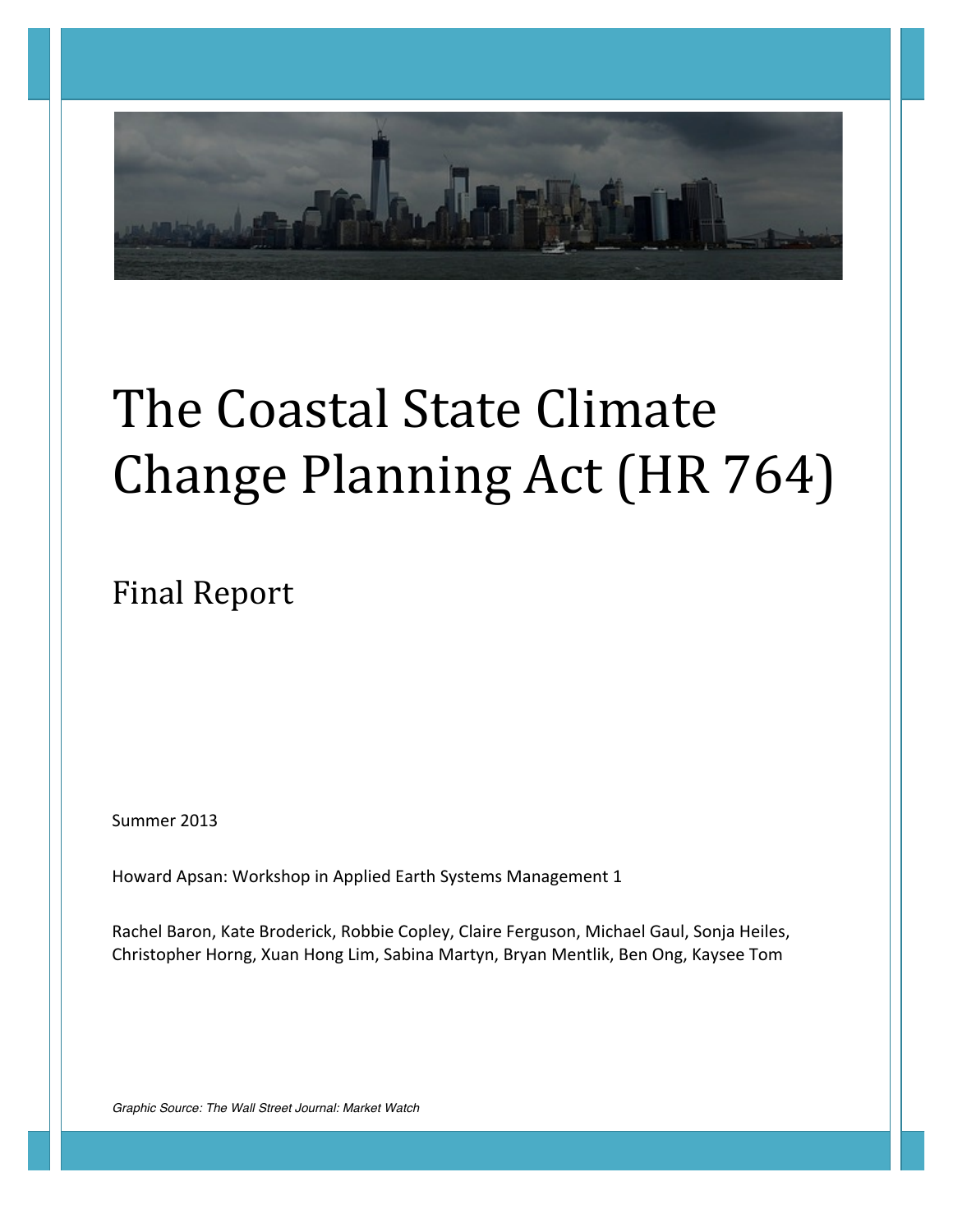# The Coastal State Climate Change Planning Act (HR 764)

## Final Report

Summer 2013

Howard Apsan: Workshop in Applied Earth Systems Management 1

Rachel Baron, Kate Broderick, Robbie Copley, Claire Ferguson, Michael Gaul, Sonja Heiles, Christopher Horng, Xuan Hong Lim, Sabina Martyn, Bryan Mentlik, Ben Ong, Kaysee Tom

*Graphic Source: The Wall Street Journal: Market Watch*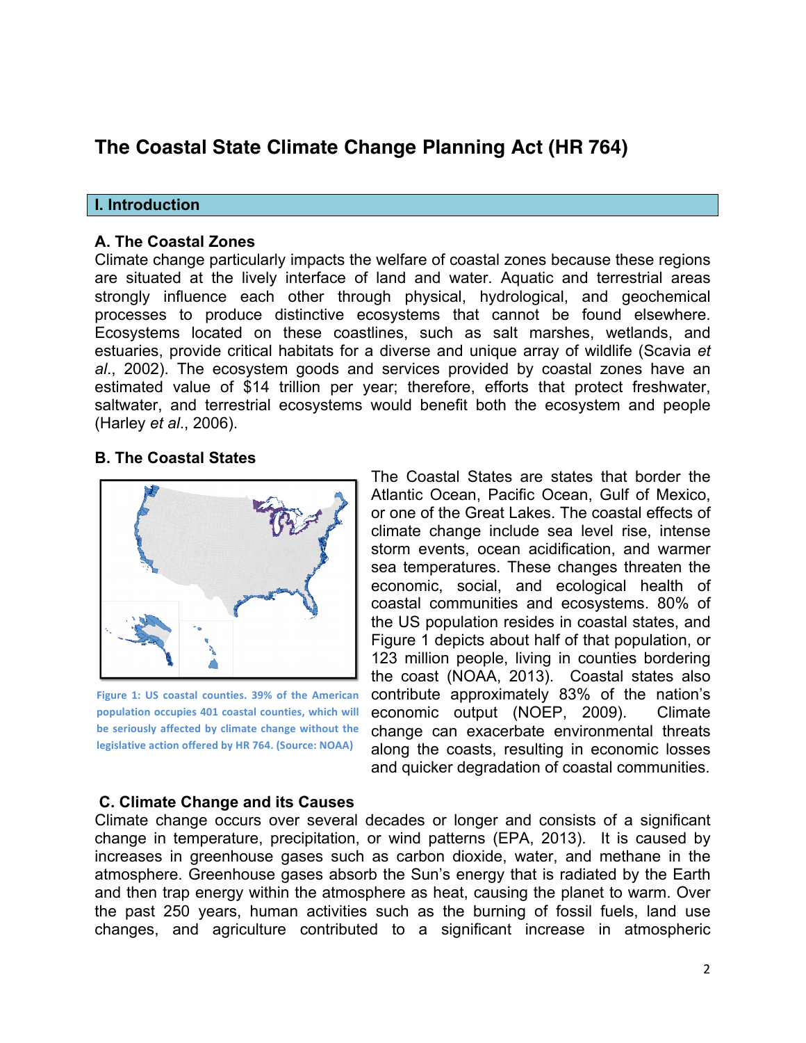# The Coastal State Climate Change Planning Act (HR 764)

## I. Introduction

### A. The Coastal Zones

Climate change particularly impacts the welfare of coastal zones because these regions are situated at the lively interface of land and water. Aquatic and terrestrial areas strongly influence each other through physical, hydrological, and geochemical processes to produce distinctive ecosystems that cannot be found elsewhere. Ecosystems located on these coastlines, such as salt marshes, wetlands, and estuaries, provide critical habitats for a diverse and unique array of wildlife (Scavia *et al*., 2002). The ecosystem goods and services provided by coastal zones have an estimated value of $14 trillion per year; therefore, efforts that protect freshwater, saltwater, and terrestrial ecosystems would benefit both the ecosystem and people (Harley *et al*., 2006).

### B. The Coastal States

Figure 1: US coastal counties. 39% of the American population occupies 401 coastal counties, which will be seriously affected by climate change without the legislative action offered by HR 764. (Source: NOAA)

The Coastal States are states that border the Atlantic Ocean, Pacific Ocean, Gulf of Mexico, or one of the Great Lakes. The coastal effects of climate change include sea level rise, intense storm events, ocean acidification, and warmer sea temperatures. These changes threaten the economic, social, and ecological health of coastal communities and ecosystems. 80% of the US population resides in coastal states, and Figure 1 depicts about half of that population, or 123 million people, living in counties bordering the coast (NOAA, 2013). Coastal states also contribute approximately 83% of the nation's economic output (NOEP, 2009). Climate change can exacerbate environmental threats along the coasts, resulting in economic losses and quicker degradation of coastal communities.

### C. Climate Change and its Causes

Climate change occurs over several decades or longer and consists of a significant change in temperature, precipitation, or wind patterns (EPA, 2013). It is caused by increases in greenhouse gases such as carbon dioxide, water, and methane in the atmosphere. Greenhouse gases absorb the Sun's energy that is radiated by the Earth and then trap energy within the atmosphere as heat, causing the planet to warm. Over the past 250 years, human activities such as the burning of fossil fuels, land use changes, and agriculture contributed to a significant increase in atmospheric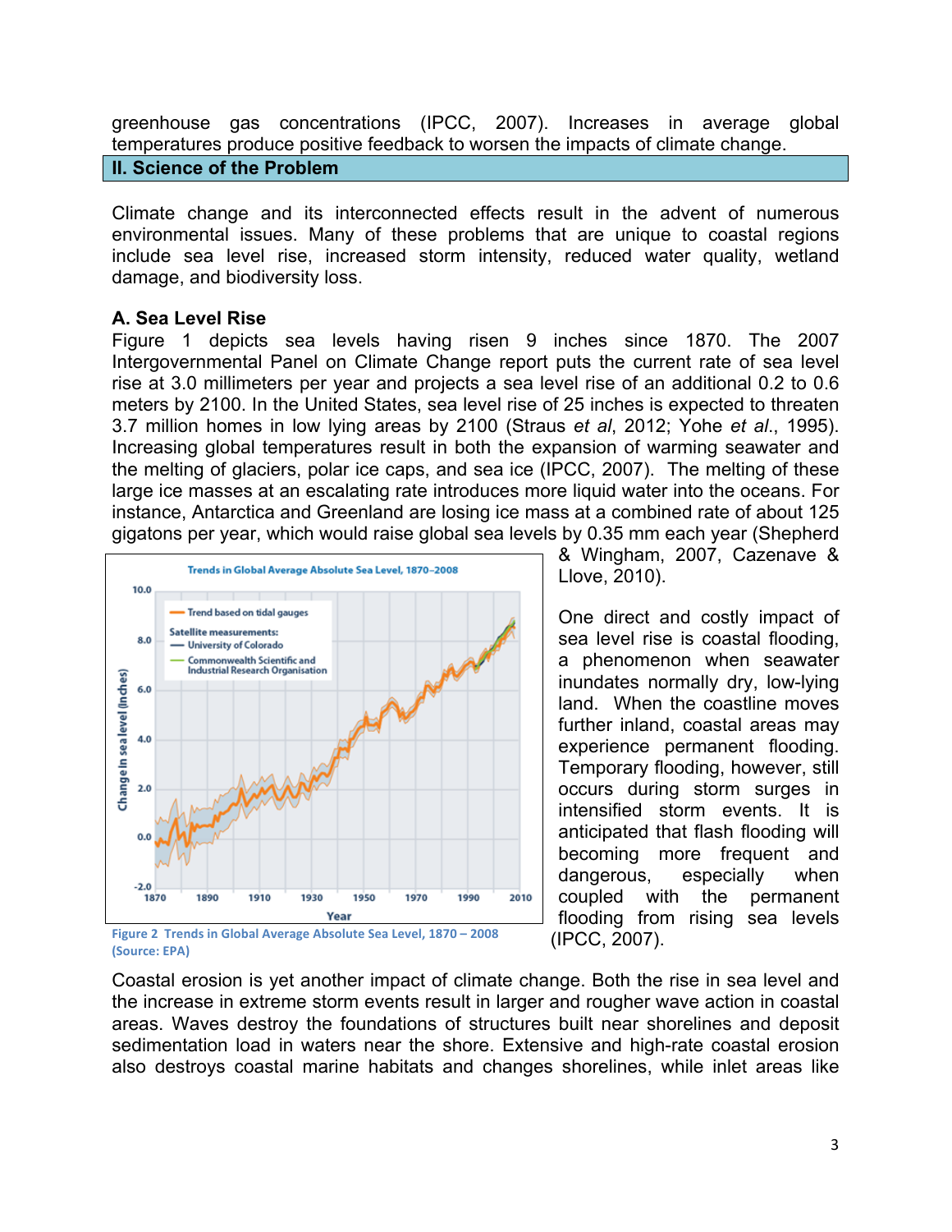greenhouse gas concentrations (IPCC, 2007). Increases in average global temperatures produce positive feedback to worsen the impacts of climate change.

## II. Science of the Problem

Climate change and its interconnected effects result in the advent of numerous environmental issues. Many of these problems that are unique to coastal regions include sea level rise, increased storm intensity, reduced water quality, wetland damage, and biodiversity loss.

### A. Sea Level Rise

Figure 1 depicts sea levels having risen 9 inches since 1870. The 2007 Intergovernmental Panel on Climate Change report puts the current rate of sea level rise at 3.0 millimeters per year and projects a sea level rise of an additional 0.2 to 0.6 meters by 2100. In the United States, sea level rise of 25 inches is expected to threaten 3.7 million homes in low lying areas by 2100 (Straus *et al*, 2012; Yohe *et al*., 1995). Increasing global temperatures result in both the expansion of warming seawater and the melting of glaciers, polar ice caps, and sea ice (IPCC, 2007). The melting of these large ice masses at an escalating rate introduces more liquid water into the oceans. For instance, Antarctica and Greenland are losing ice mass at a combined rate of about 125 gigatons per year, which would raise global sea levels by 0.35 mm each year (Shepherd & Wingham, 2007, Cazenave & Llove, 2010).

Figure 2 Trends in Global Average Absolute Sea Level, 1870 – 2008 (Source: EPA)

One direct and costly impact of sea level rise is coastal flooding, a phenomenon when seawater inundates normally dry, low-lying land. When the coastline moves further inland, coastal areas may experience permanent flooding. Temporary flooding, however, still occurs during storm surges in intensified storm events. It is anticipated that flash flooding will becoming more frequent and dangerous, especially when coupled with the permanent flooding from rising sea levels (IPCC, 2007).

Coastal erosion is yet another impact of climate change. Both the rise in sea level and the increase in extreme storm events result in larger and rougher wave action in coastal areas. Waves destroy the foundations of structures built near shorelines and deposit sedimentation load in waters near the shore. Extensive and high-rate coastal erosion also destroys coastal marine habitats and changes shorelines, while inlet areas like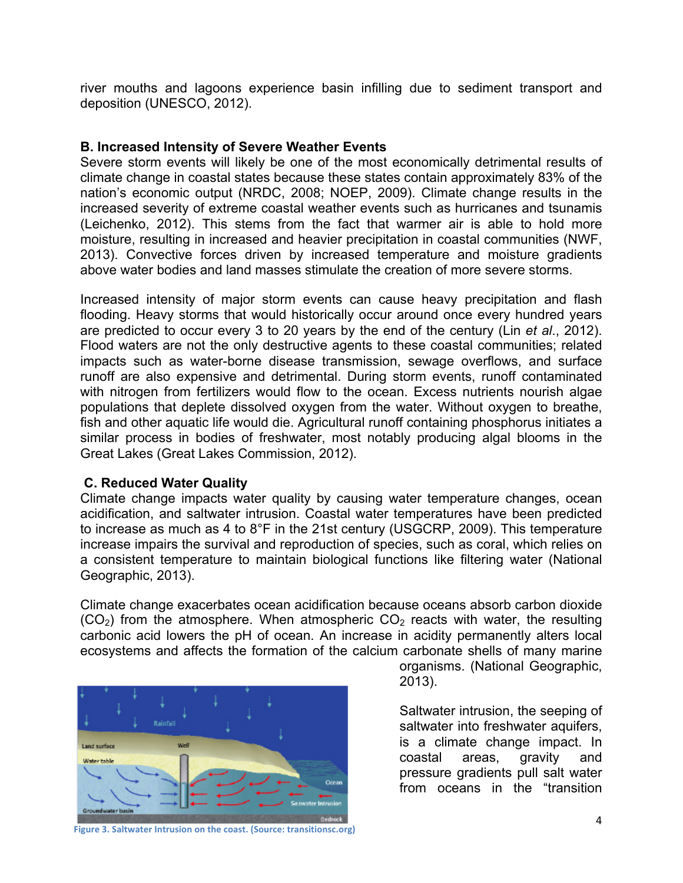river mouths and lagoons experience basin infilling due to sediment transport and deposition (UNESCO, 2012).

### B. Increased Intensity of Severe Weather Events

Severe storm events will likely be one of the most economically detrimental results of climate change in coastal states because these states contain approximately 83% of the nation's economic output (NRDC, 2008; NOEP, 2009). Climate change results in the increased severity of extreme coastal weather events such as hurricanes and tsunamis (Leichenko, 2012). This stems from the fact that warmer air is able to hold more moisture, resulting in increased and heavier precipitation in coastal communities (NWF, 2013). Convective forces driven by increased temperature and moisture gradients above water bodies and land masses stimulate the creation of more severe storms.

Increased intensity of major storm events can cause heavy precipitation and flash flooding. Heavy storms that would historically occur around once every hundred years are predicted to occur every 3 to 20 years by the end of the century (Lin *et al.*, 2012). Flood waters are not the only destructive agents to these coastal communities; related impacts such as water-borne disease transmission, sewage overflows, and surface runoff are also expensive and detrimental. During storm events, runoff contaminated with nitrogen from fertilizers would flow to the ocean. Excess nutrients nourish algae populations that deplete dissolved oxygen from the water. Without oxygen to breathe, fish and other aquatic life would die. Agricultural runoff containing phosphorus initiates a similar process in bodies of freshwater, most notably producing algal blooms in the Great Lakes (Great Lakes Commission, 2012).

### C. Reduced Water Quality

Climate change impacts water quality by causing water temperature changes, ocean acidification, and saltwater intrusion. Coastal water temperatures have been predicted to increase as much as 4 to 8°F in the 21st century (USGCRP, 2009). This temperature increase impairs the survival and reproduction of species, such as coral, which relies on a consistent temperature to maintain biological functions like filtering water (National Geographic, 2013).

Climate change exacerbates ocean acidification because oceans absorb carbon dioxide ($CO_2$) from the atmosphere. When atmospheric $CO_2$ reacts with water, the resulting carbonic acid lowers the pH of ocean. An increase in acidity permanently alters local ecosystems and affects the formation of the calcium carbonate shells of many marine organisms. (National Geographic, 2013).

Figure 3. Saltwater Intrusion on the coast. (Source: transitionsc.org)

Saltwater intrusion, the seeping of saltwater into freshwater aquifers, is a climate change impact. In coastal areas, gravity and pressure gradients pull salt water from oceans in the "transition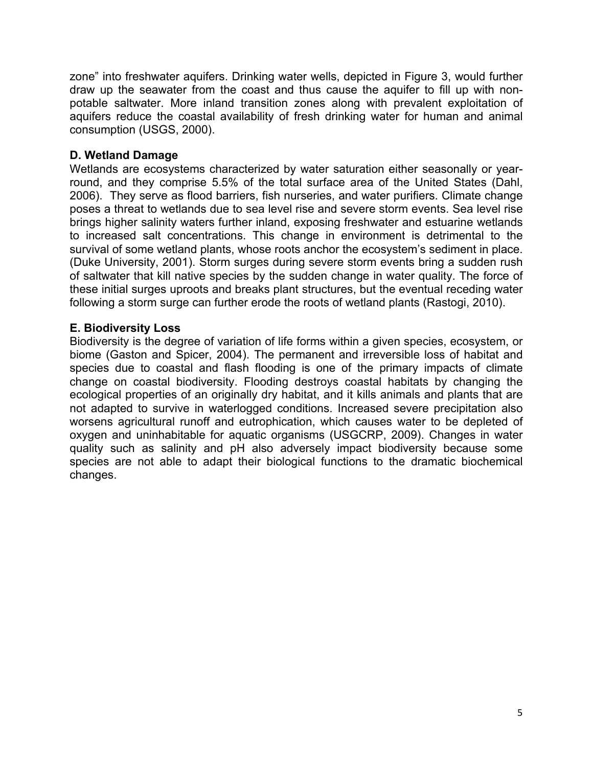zone" into freshwater aquifers. Drinking water wells, depicted in Figure 3, would further draw up the seawater from the coast and thus cause the aquifer to fill up with non-potable saltwater. More inland transition zones along with prevalent exploitation of aquifers reduce the coastal availability of fresh drinking water for human and animal consumption (USGS, 2000).

### D. Wetland Damage

Wetlands are ecosystems characterized by water saturation either seasonally or year-round, and they comprise 5.5% of the total surface area of the United States (Dahl, 2006). They serve as flood barriers, fish nurseries, and water purifiers. Climate change poses a threat to wetlands due to sea level rise and severe storm events. Sea level rise brings higher salinity waters further inland, exposing freshwater and estuarine wetlands to increased salt concentrations. This change in environment is detrimental to the survival of some wetland plants, whose roots anchor the ecosystem's sediment in place. (Duke University, 2001). Storm surges during severe storm events bring a sudden rush of saltwater that kill native species by the sudden change in water quality. The force of these initial surges uproots and breaks plant structures, but the eventual receding water following a storm surge can further erode the roots of wetland plants (Rastogi, 2010).

### E. Biodiversity Loss

Biodiversity is the degree of variation of life forms within a given species, ecosystem, or biome (Gaston and Spicer, 2004). The permanent and irreversible loss of habitat and species due to coastal and flash flooding is one of the primary impacts of climate change on coastal biodiversity. Flooding destroys coastal habitats by changing the ecological properties of an originally dry habitat, and it kills animals and plants that are not adapted to survive in waterlogged conditions. Increased severe precipitation also worsens agricultural runoff and eutrophication, which causes water to be depleted of oxygen and uninhabitable for aquatic organisms (USGCRP, 2009). Changes in water quality such as salinity and pH also adversely impact biodiversity because some species are not able to adapt their biological functions to the dramatic biochemical changes.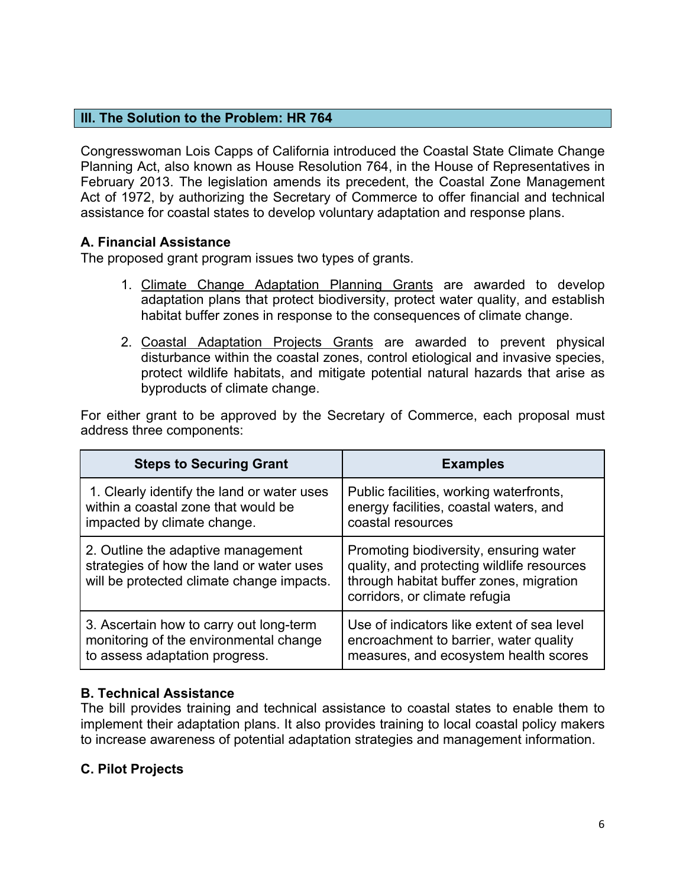## III. The Solution to the Problem: HR 764

Congresswoman Lois Capps of California introduced the Coastal State Climate Change Planning Act, also known as House Resolution 764, in the House of Representatives in February 2013. The legislation amends its precedent, the Coastal Zone Management Act of 1972, by authorizing the Secretary of Commerce to offer financial and technical assistance for coastal states to develop voluntary adaptation and response plans.

### A. Financial Assistance

The proposed grant program issues two types of grants.

1. Climate Change Adaptation Planning Grants are awarded to develop adaptation plans that protect biodiversity, protect water quality, and establish habitat buffer zones in response to the consequences of climate change.

2. Coastal Adaptation Projects Grants are awarded to prevent physical disturbance within the coastal zones, control etiological and invasive species, protect wildlife habitats, and mitigate potential natural hazards that arise as byproducts of climate change.

For either grant to be approved by the Secretary of Commerce, each proposal must address three components:

| Steps to Securing Grant | Examples |
| --- | --- |
| 1. Clearly identify the land or water uses within a coastal zone that would be impacted by climate change. | Public facilities, working waterfronts, energy facilities, coastal waters, and coastal resources |
| 2. Outline the adaptive management strategies of how the land or water uses will be protected climate change impacts. | Promoting biodiversity, ensuring water quality, and protecting wildlife resources through habitat buffer zones, migration corridors, or climate refugia |
| 3. Ascertain how to carry out long-term monitoring of the environmental change to assess adaptation progress. | Use of indicators like extent of sea level encroachment to barrier, water quality measures, and ecosystem health scores |

### B. Technical Assistance

The bill provides training and technical assistance to coastal states to enable them to implement their adaptation plans. It also provides training to local coastal policy makers to increase awareness of potential adaptation strategies and management information.

### C. Pilot Projects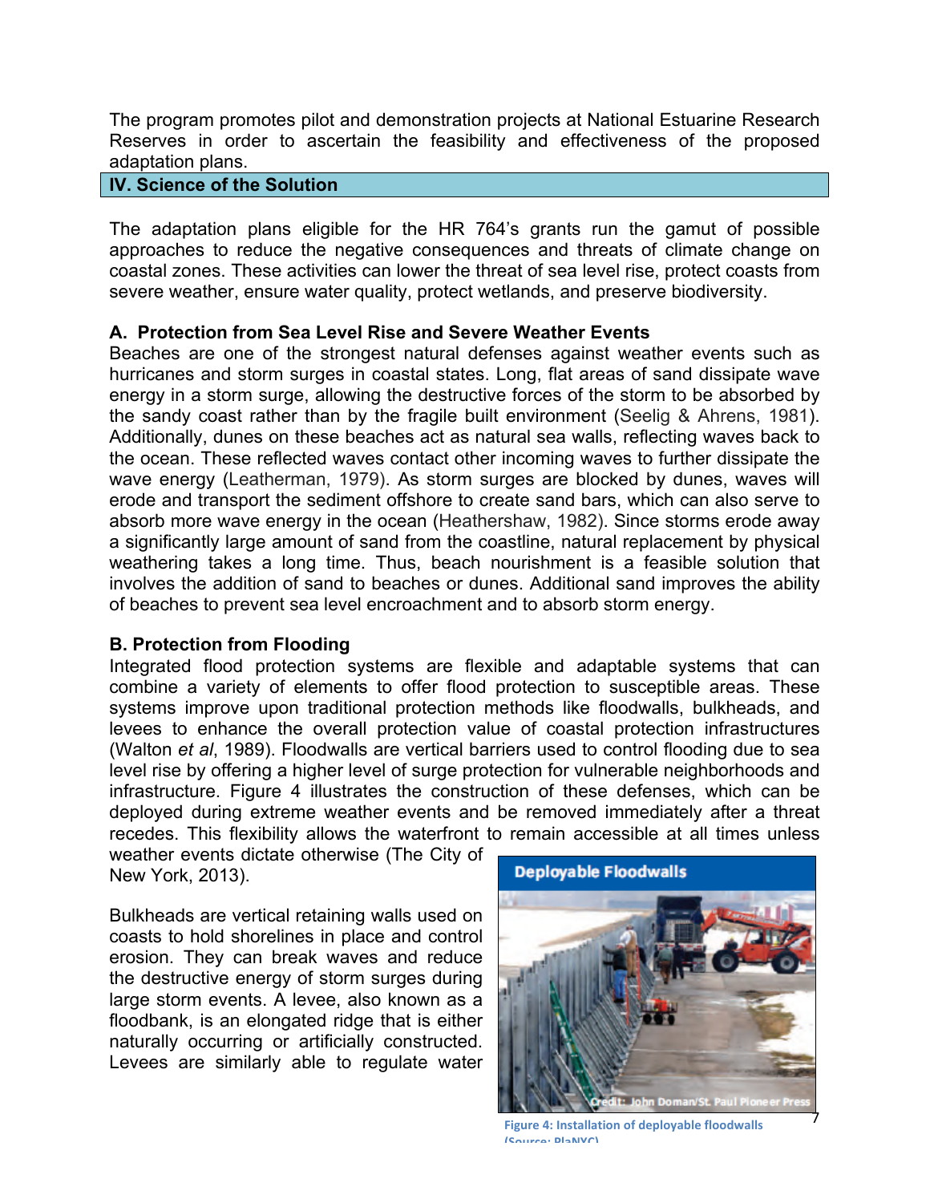The program promotes pilot and demonstration projects at National Estuarine Research Reserves in order to ascertain the feasibility and effectiveness of the proposed adaptation plans.

## IV. Science of the Solution

The adaptation plans eligible for the HR 764's grants run the gamut of possible approaches to reduce the negative consequences and threats of climate change on coastal zones. These activities can lower the threat of sea level rise, protect coasts from severe weather, ensure water quality, protect wetlands, and preserve biodiversity.

### A. Protection from Sea Level Rise and Severe Weather Events

Beaches are one of the strongest natural defenses against weather events such as hurricanes and storm surges in coastal states. Long, flat areas of sand dissipate wave energy in a storm surge, allowing the destructive forces of the storm to be absorbed by the sandy coast rather than by the fragile built environment (Seelig & Ahrens, 1981). Additionally, dunes on these beaches act as natural sea walls, reflecting waves back to the ocean. These reflected waves contact other incoming waves to further dissipate the wave energy (Leatherman, 1979). As storm surges are blocked by dunes, waves will erode and transport the sediment offshore to create sand bars, which can also serve to absorb more wave energy in the ocean (Heathershaw, 1982). Since storms erode away a significantly large amount of sand from the coastline, natural replacement by physical weathering takes a long time. Thus, beach nourishment is a feasible solution that involves the addition of sand to beaches or dunes. Additional sand improves the ability of beaches to prevent sea level encroachment and to absorb storm energy.

### B. Protection from Flooding

Integrated flood protection systems are flexible and adaptable systems that can combine a variety of elements to offer flood protection to susceptible areas. These systems improve upon traditional protection methods like floodwalls, bulkheads, and levees to enhance the overall protection value of coastal protection infrastructures (Walton *et al*, 1989). Floodwalls are vertical barriers used to control flooding due to sea level rise by offering a higher level of surge protection for vulnerable neighborhoods and infrastructure. Figure 4 illustrates the construction of these defenses, which can be deployed during extreme weather events and be removed immediately after a threat recedes. This flexibility allows the waterfront to remain accessible at all times unless weather events dictate otherwise (The City of New York, 2013).

Bulkheads are vertical retaining walls used on coasts to hold shorelines in place and control erosion. They can break waves and reduce the destructive energy of storm surges during large storm events. A levee, also known as a floodbank, is an elongated ridge that is either naturally occurring or artificially constructed. Levees are similarly able to regulate water

Deployable Floodwalls

Credit: John Doman/St. Paul Pioneer Press

Figure 4: Installation of deployable floodwalls (Source: PlaNYC)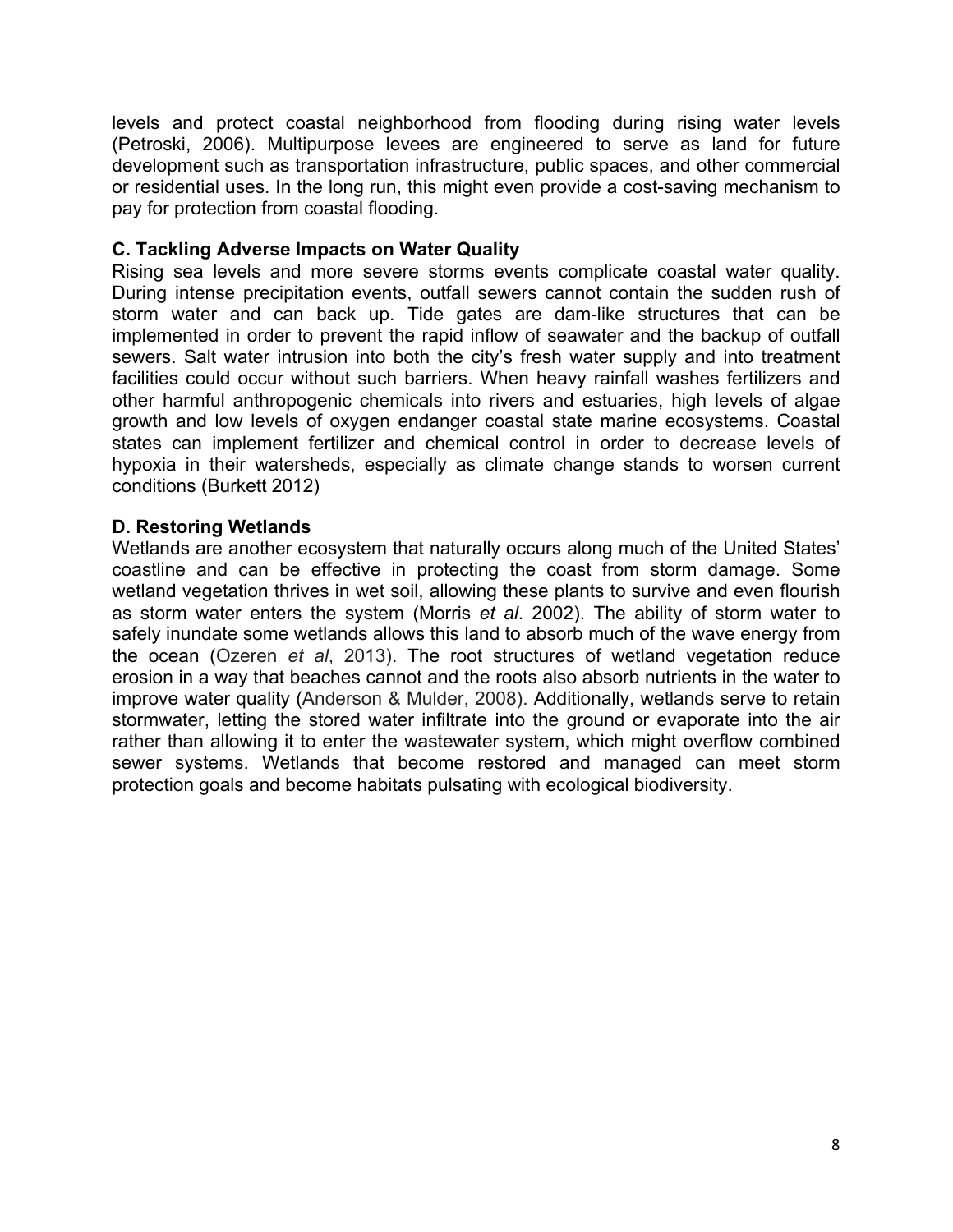levels and protect coastal neighborhood from flooding during rising water levels (Petroski, 2006). Multipurpose levees are engineered to serve as land for future development such as transportation infrastructure, public spaces, and other commercial or residential uses. In the long run, this might even provide a cost-saving mechanism to pay for protection from coastal flooding.

### C. Tackling Adverse Impacts on Water Quality

Rising sea levels and more severe storms events complicate coastal water quality. During intense precipitation events, outfall sewers cannot contain the sudden rush of storm water and can back up. Tide gates are dam-like structures that can be implemented in order to prevent the rapid inflow of seawater and the backup of outfall sewers. Salt water intrusion into both the city's fresh water supply and into treatment facilities could occur without such barriers. When heavy rainfall washes fertilizers and other harmful anthropogenic chemicals into rivers and estuaries, high levels of algae growth and low levels of oxygen endanger coastal state marine ecosystems. Coastal states can implement fertilizer and chemical control in order to decrease levels of hypoxia in their watersheds, especially as climate change stands to worsen current conditions (Burkett 2012)

### D. Restoring Wetlands

Wetlands are another ecosystem that naturally occurs along much of the United States' coastline and can be effective in protecting the coast from storm damage. Some wetland vegetation thrives in wet soil, allowing these plants to survive and even flourish as storm water enters the system (Morris *et al*. 2002). The ability of storm water to safely inundate some wetlands allows this land to absorb much of the wave energy from the ocean (Ozeren *et al*, 2013). The root structures of wetland vegetation reduce erosion in a way that beaches cannot and the roots also absorb nutrients in the water to improve water quality (Anderson & Mulder, 2008). Additionally, wetlands serve to retain stormwater, letting the stored water infiltrate into the ground or evaporate into the air rather than allowing it to enter the wastewater system, which might overflow combined sewer systems. Wetlands that become restored and managed can meet storm protection goals and become habitats pulsating with ecological biodiversity.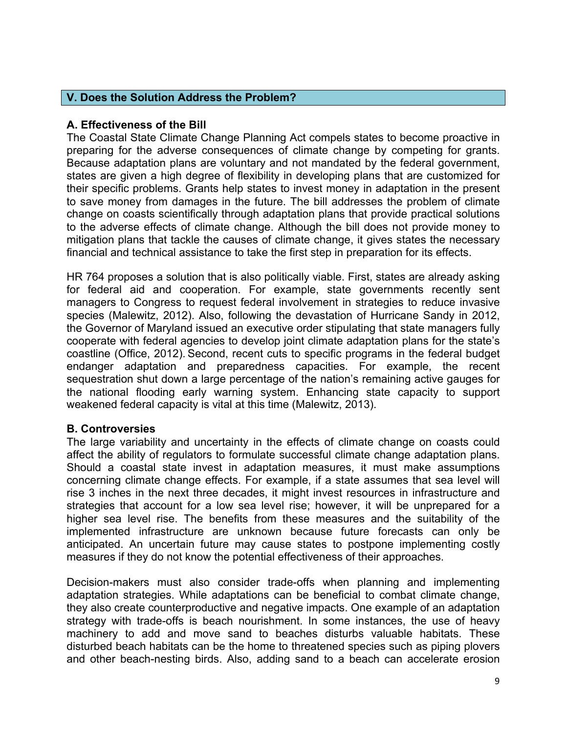## V. Does the Solution Address the Problem?

### A. Effectiveness of the Bill

The Coastal State Climate Change Planning Act compels states to become proactive in preparing for the adverse consequences of climate change by competing for grants. Because adaptation plans are voluntary and not mandated by the federal government, states are given a high degree of flexibility in developing plans that are customized for their specific problems. Grants help states to invest money in adaptation in the present to save money from damages in the future. The bill addresses the problem of climate change on coasts scientifically through adaptation plans that provide practical solutions to the adverse effects of climate change. Although the bill does not provide money to mitigation plans that tackle the causes of climate change, it gives states the necessary financial and technical assistance to take the first step in preparation for its effects.

HR 764 proposes a solution that is also politically viable. First, states are already asking for federal aid and cooperation. For example, state governments recently sent managers to Congress to request federal involvement in strategies to reduce invasive species (Malewitz, 2012). Also, following the devastation of Hurricane Sandy in 2012, the Governor of Maryland issued an executive order stipulating that state managers fully cooperate with federal agencies to develop joint climate adaptation plans for the state's coastline (Office, 2012). Second, recent cuts to specific programs in the federal budget endanger adaptation and preparedness capacities. For example, the recent sequestration shut down a large percentage of the nation's remaining active gauges for the national flooding early warning system. Enhancing state capacity to support weakened federal capacity is vital at this time (Malewitz, 2013).

### B. Controversies

The large variability and uncertainty in the effects of climate change on coasts could affect the ability of regulators to formulate successful climate change adaptation plans. Should a coastal state invest in adaptation measures, it must make assumptions concerning climate change effects. For example, if a state assumes that sea level will rise 3 inches in the next three decades, it might invest resources in infrastructure and strategies that account for a low sea level rise; however, it will be unprepared for a higher sea level rise. The benefits from these measures and the suitability of the implemented infrastructure are unknown because future forecasts can only be anticipated. An uncertain future may cause states to postpone implementing costly measures if they do not know the potential effectiveness of their approaches.

Decision-makers must also consider trade-offs when planning and implementing adaptation strategies. While adaptations can be beneficial to combat climate change, they also create counterproductive and negative impacts. One example of an adaptation strategy with trade-offs is beach nourishment. In some instances, the use of heavy machinery to add and move sand to beaches disturbs valuable habitats. These disturbed beach habitats can be the home to threatened species such as piping plovers and other beach-nesting birds. Also, adding sand to a beach can accelerate erosion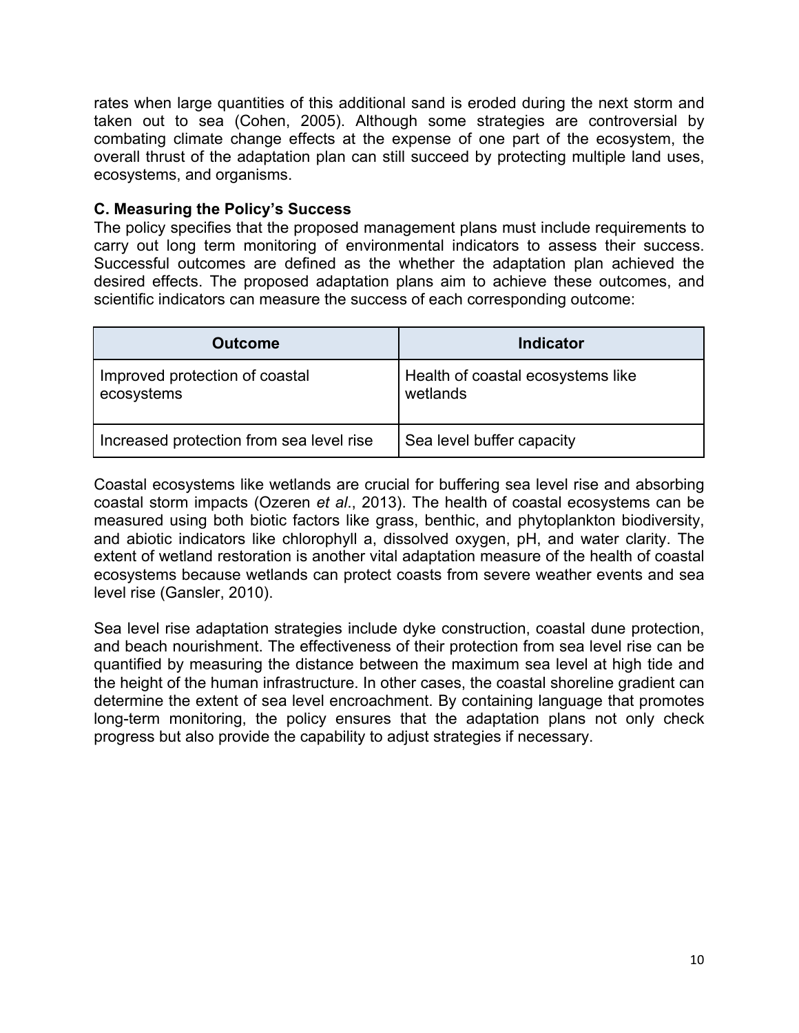rates when large quantities of this additional sand is eroded during the next storm and taken out to sea (Cohen, 2005). Although some strategies are controversial by combating climate change effects at the expense of one part of the ecosystem, the overall thrust of the adaptation plan can still succeed by protecting multiple land uses, ecosystems, and organisms.

### C. Measuring the Policy's Success

The policy specifies that the proposed management plans must include requirements to carry out long term monitoring of environmental indicators to assess their success. Successful outcomes are defined as the whether the adaptation plan achieved the desired effects. The proposed adaptation plans aim to achieve these outcomes, and scientific indicators can measure the success of each corresponding outcome:

| Outcome | Indicator |
| --- | --- |
| Improved protection of coastal ecosystems | Health of coastal ecosystems like wetlands |
| Increased protection from sea level rise | Sea level buffer capacity |

Coastal ecosystems like wetlands are crucial for buffering sea level rise and absorbing coastal storm impacts (Ozeren *et al*., 2013). The health of coastal ecosystems can be measured using both biotic factors like grass, benthic, and phytoplankton biodiversity, and abiotic indicators like chlorophyll a, dissolved oxygen, pH, and water clarity. The extent of wetland restoration is another vital adaptation measure of the health of coastal ecosystems because wetlands can protect coasts from severe weather events and sea level rise (Gansler, 2010).

Sea level rise adaptation strategies include dyke construction, coastal dune protection, and beach nourishment. The effectiveness of their protection from sea level rise can be quantified by measuring the distance between the maximum sea level at high tide and the height of the human infrastructure. In other cases, the coastal shoreline gradient can determine the extent of sea level encroachment. By containing language that promotes long-term monitoring, the policy ensures that the adaptation plans not only check progress but also provide the capability to adjust strategies if necessary.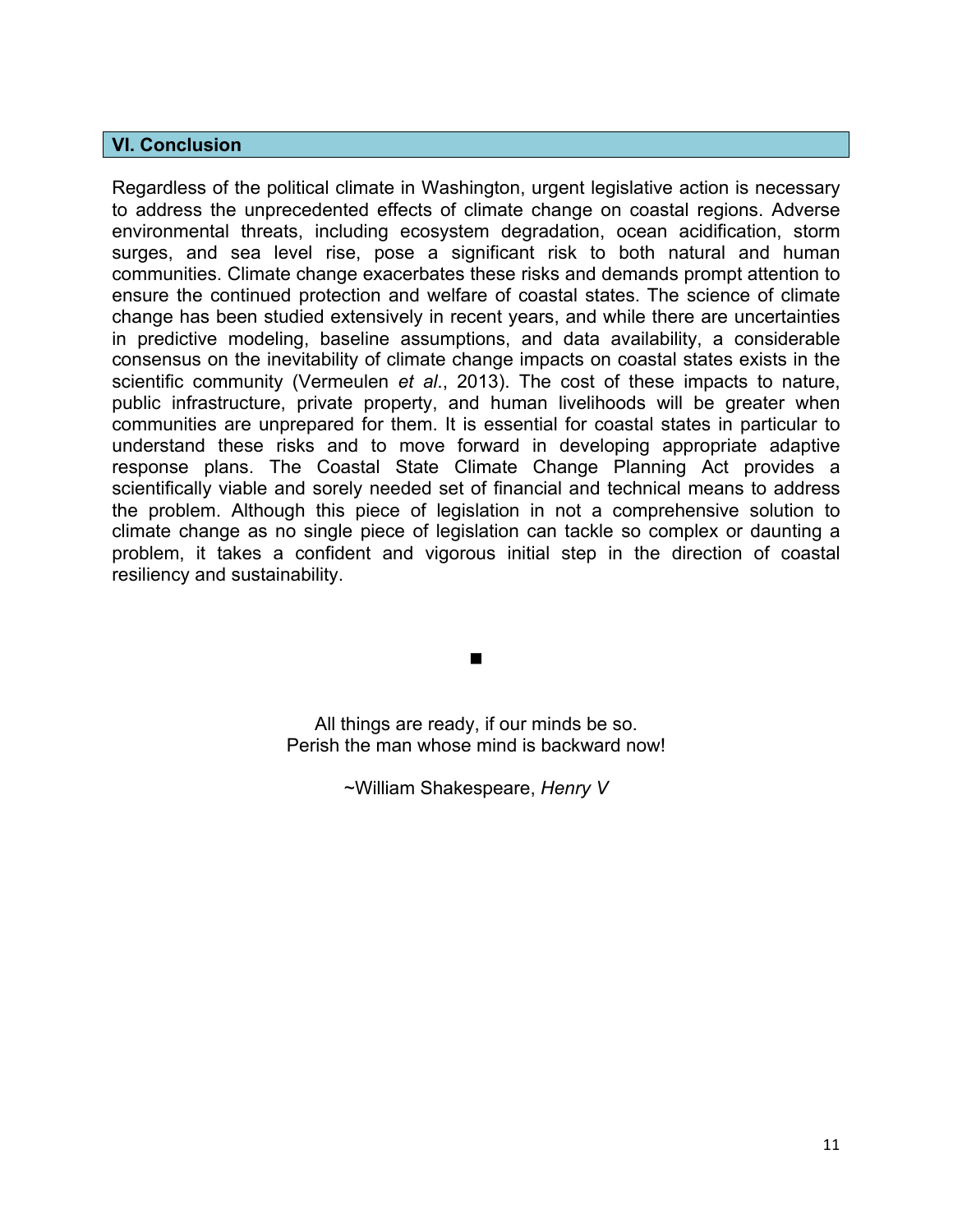## VI. Conclusion

Regardless of the political climate in Washington, urgent legislative action is necessary to address the unprecedented effects of climate change on coastal regions. Adverse environmental threats, including ecosystem degradation, ocean acidification, storm surges, and sea level rise, pose a significant risk to both natural and human communities. Climate change exacerbates these risks and demands prompt attention to ensure the continued protection and welfare of coastal states. The science of climate change has been studied extensively in recent years, and while there are uncertainties in predictive modeling, baseline assumptions, and data availability, a considerable consensus on the inevitability of climate change impacts on coastal states exists in the scientific community (Vermeulen *et al*., 2013). The cost of these impacts to nature, public infrastructure, private property, and human livelihoods will be greater when communities are unprepared for them. It is essential for coastal states in particular to understand these risks and to move forward in developing appropriate adaptive response plans. The Coastal State Climate Change Planning Act provides a scientifically viable and sorely needed set of financial and technical means to address the problem. Although this piece of legislation in not a comprehensive solution to climate change as no single piece of legislation can tackle so complex or daunting a problem, it takes a confident and vigorous initial step in the direction of coastal resiliency and sustainability.

■

All things are ready, if our minds be so.
Perish the man whose mind is backward now!

~William Shakespeare, *Henry V*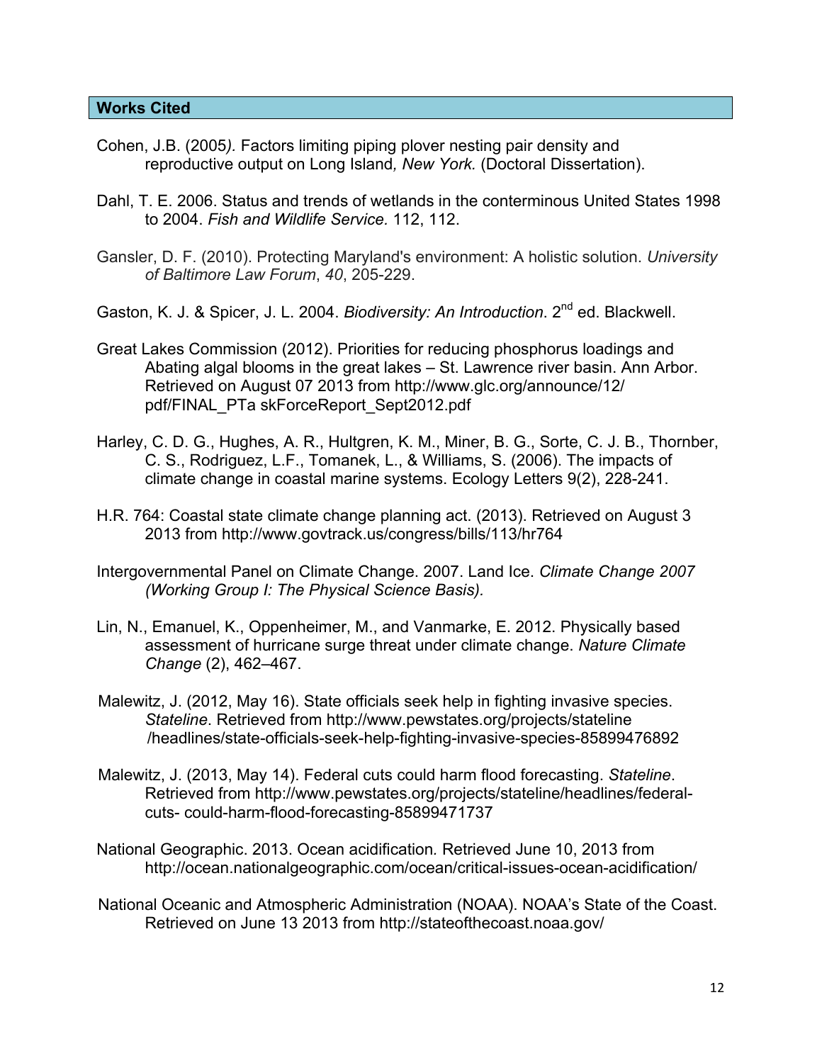## Works Cited

Cohen, J.B. (2005*).* Factors limiting piping plover nesting pair density and reproductive output on Long Island*, New York.* (Doctoral Dissertation).

Dahl, T. E. 2006. Status and trends of wetlands in the conterminous United States 1998 to 2004. *Fish and Wildlife Service.* 112, 112.

Gansler, D. F. (2010). Protecting Maryland's environment: A holistic solution. *University of Baltimore Law Forum*, *40*, 205-229.

Gaston, K. J. & Spicer, J. L. 2004. *Biodiversity: An Introduction*. 2nd ed. Blackwell.

Great Lakes Commission (2012). Priorities for reducing phosphorus loadings and Abating algal blooms in the great lakes – St. Lawrence river basin. Ann Arbor. Retrieved on August 07 2013 from http://www.glc.org/announce/12/pdf/FINAL_PTa skForceReport_Sept2012.pdf

Harley, C. D. G., Hughes, A. R., Hultgren, K. M., Miner, B. G., Sorte, C. J. B., Thornber, C. S., Rodriguez, L.F., Tomanek, L., & Williams, S. (2006). The impacts of climate change in coastal marine systems. Ecology Letters 9(2), 228-241.

H.R. 764: Coastal state climate change planning act. (2013). Retrieved on August 3 2013 from http://www.govtrack.us/congress/bills/113/hr764

Intergovernmental Panel on Climate Change. 2007. Land Ice. *Climate Change 2007 (Working Group I: The Physical Science Basis).*

Lin, N., Emanuel, K., Oppenheimer, M., and Vanmarke, E. 2012. Physically based assessment of hurricane surge threat under climate change. *Nature Climate Change* (2), 462–467.

Malewitz, J. (2012, May 16). State officials seek help in fighting invasive species. *Stateline*. Retrieved from http://www.pewstates.org/projects/stateline/headlines/state-officials-seek-help-fighting-invasive-species-85899476892

Malewitz, J. (2013, May 14). Federal cuts could harm flood forecasting. *Stateline*. Retrieved from http://www.pewstates.org/projects/stateline/headlines/federal-cuts- could-harm-flood-forecasting-85899471737

National Geographic. 2013. Ocean acidification*.* Retrieved June 10, 2013 from http://ocean.nationalgeographic.com/ocean/critical-issues-ocean-acidification/

National Oceanic and Atmospheric Administration (NOAA). NOAA's State of the Coast. Retrieved on June 13 2013 from http://stateofthecoast.noaa.gov/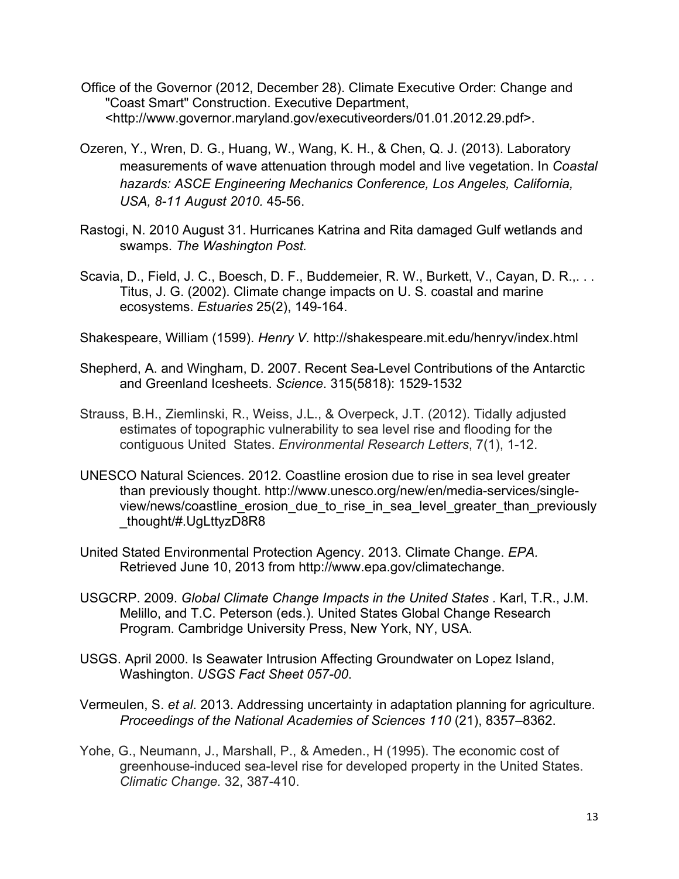Office of the Governor (2012, December 28). Climate Executive Order: Change and "Coast Smart" Construction. Executive Department, <http://www.governor.maryland.gov/executiveorders/01.01.2012.29.pdf>.

Ozeren, Y., Wren, D. G., Huang, W., Wang, K. H., & Chen, Q. J. (2013). Laboratory measurements of wave attenuation through model and live vegetation. In *Coastal hazards: ASCE Engineering Mechanics Conference, Los Angeles, California, USA, 8-11 August 2010.* 45-56.

Rastogi, N. 2010 August 31. Hurricanes Katrina and Rita damaged Gulf wetlands and swamps. *The Washington Post.*

Scavia, D., Field, J. C., Boesch, D. F., Buddemeier, R. W., Burkett, V., Cayan, D. R.,. . . Titus, J. G. (2002). Climate change impacts on U. S. coastal and marine ecosystems. *Estuaries* 25(2), 149-164.

Shakespeare, William (1599). *Henry V.* http://shakespeare.mit.edu/henryv/index.html

Shepherd, A. and Wingham, D. 2007. Recent Sea-Level Contributions of the Antarctic and Greenland Icesheets. *Science*. 315(5818): 1529-1532

Strauss, B.H., Ziemlinski, R., Weiss, J.L., & Overpeck, J.T. (2012). Tidally adjusted estimates of topographic vulnerability to sea level rise and flooding for the contiguous United States. *Environmental Research Letters*, 7(1), 1-12.

UNESCO Natural Sciences. 2012. Coastline erosion due to rise in sea level greater than previously thought. http://www.unesco.org/new/en/media-services/single-view/news/coastline_erosion_due_to_rise_in_sea_level_greater_than_previously_thought/#.UgLttyzD8R8

United Stated Environmental Protection Agency. 2013. Climate Change. *EPA.* Retrieved June 10, 2013 from http://www.epa.gov/climatechange.

USGCRP. 2009. *Global Climate Change Impacts in the United States* . Karl, T.R., J.M. Melillo, and T.C. Peterson (eds.). United States Global Change Research Program. Cambridge University Press, New York, NY, USA.

USGS. April 2000. Is Seawater Intrusion Affecting Groundwater on Lopez Island, Washington. *USGS Fact Sheet 057-00*.

Vermeulen, S. *et al*. 2013. Addressing uncertainty in adaptation planning for agriculture. *Proceedings of the National Academies of Sciences 110* (21), 8357–8362.

Yohe, G., Neumann, J., Marshall, P., & Ameden., H (1995). The economic cost of greenhouse-induced sea-level rise for developed property in the United States. *Climatic Change.* 32, 387-410.